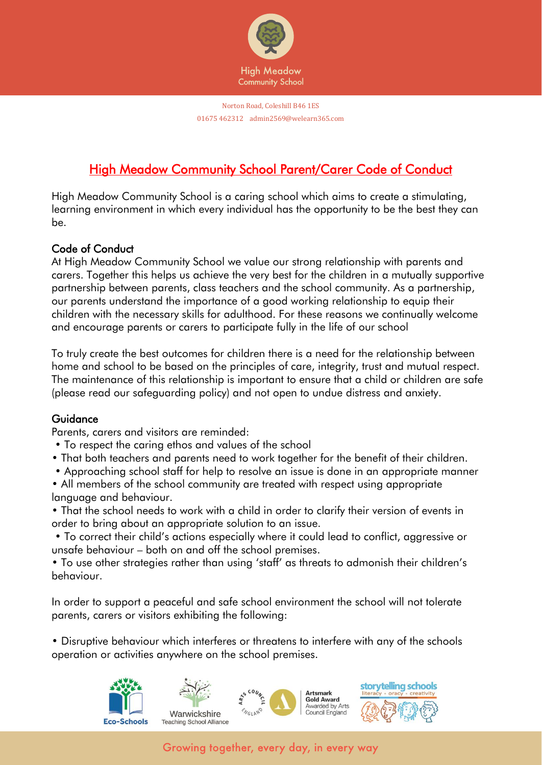High Meadow Community School

Norton Road, Coleshill B46 1ES
01675 462312 admin2569@welearn365.com

# High Meadow Community School Parent/Carer Code of Conduct

High Meadow Community School is a caring school which aims to create a stimulating, learning environment in which every individual has the opportunity to be the best they can be.

## Code of Conduct

At High Meadow Community School we value our strong relationship with parents and carers. Together this helps us achieve the very best for the children in a mutually supportive partnership between parents, class teachers and the school community. As a partnership, our parents understand the importance of a good working relationship to equip their children with the necessary skills for adulthood. For these reasons we continually welcome and encourage parents or carers to participate fully in the life of our school

To truly create the best outcomes for children there is a need for the relationship between home and school to be based on the principles of care, integrity, trust and mutual respect. The maintenance of this relationship is important to ensure that a child or children are safe (please read our safeguarding policy) and not open to undue distress and anxiety.

## Guidance

Parents, carers and visitors are reminded:

- To respect the caring ethos and values of the school
- That both teachers and parents need to work together for the benefit of their children.
- Approaching school staff for help to resolve an issue is done in an appropriate manner
- All members of the school community are treated with respect using appropriate language and behaviour.
- That the school needs to work with a child in order to clarify their version of events in order to bring about an appropriate solution to an issue.
- To correct their child's actions especially where it could lead to conflict, aggressive or unsafe behaviour – both on and off the school premises.
- To use other strategies rather than using 'staff' as threats to admonish their children's behaviour.

In order to support a peaceful and safe school environment the school will not tolerate parents, carers or visitors exhibiting the following:

- Disruptive behaviour which interferes or threatens to interfere with any of the schools operation or activities anywhere on the school premises.

Eco-Schools | Warwickshire Teaching School Alliance | Artsmark Gold Award Awarded by Arts Council England | storytelling schools literacy • oracy • creativity

Growing together, every day, in every way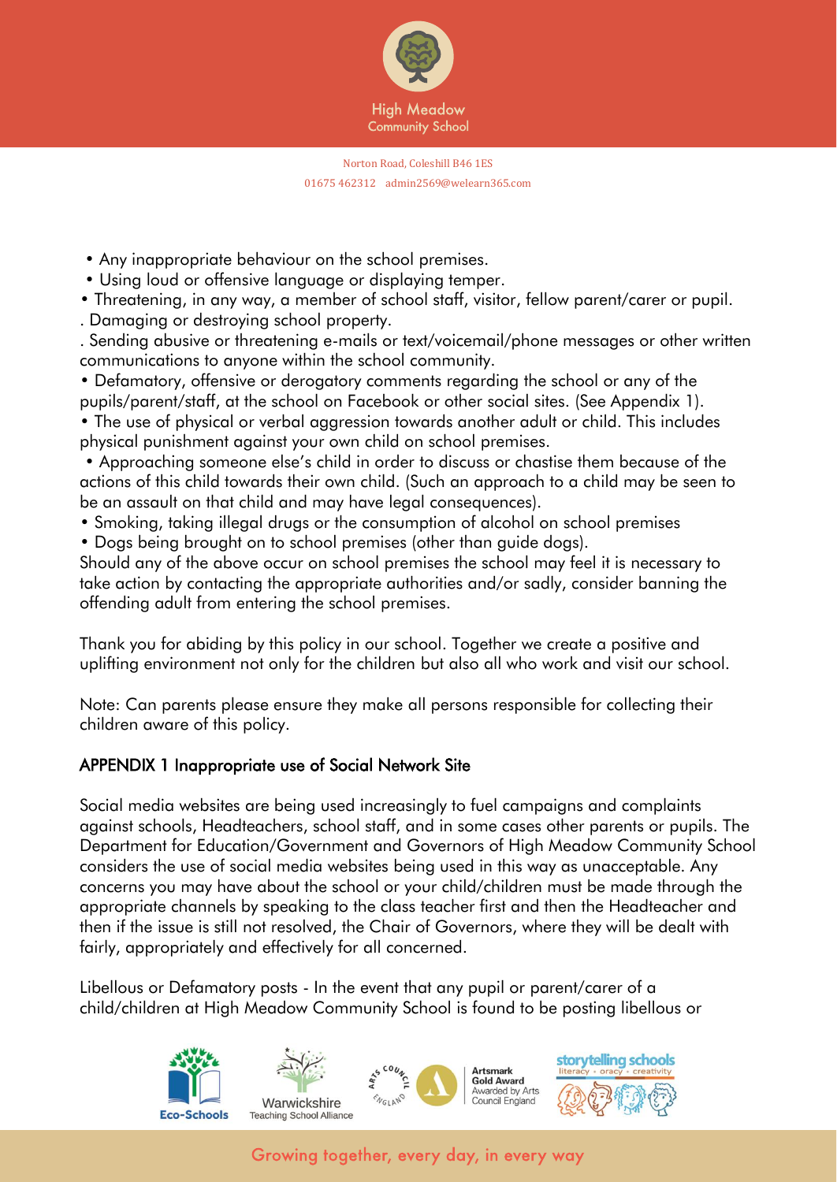- Any inappropriate behaviour on the school premises.
- Using loud or offensive language or displaying temper.
- Threatening, in any way, a member of school staff, visitor, fellow parent/carer or pupil.
- Damaging or destroying school property.
- Sending abusive or threatening e-mails or text/voicemail/phone messages or other written communications to anyone within the school community.
- Defamatory, offensive or derogatory comments regarding the school or any of the pupils/parent/staff, at the school on Facebook or other social sites. (See Appendix 1).
- The use of physical or verbal aggression towards another adult or child. This includes physical punishment against your own child on school premises.
- Approaching someone else's child in order to discuss or chastise them because of the actions of this child towards their own child. (Such an approach to a child may be seen to be an assault on that child and may have legal consequences).
- Smoking, taking illegal drugs or the consumption of alcohol on school premises
- Dogs being brought on to school premises (other than guide dogs).

Should any of the above occur on school premises the school may feel it is necessary to take action by contacting the appropriate authorities and/or sadly, consider banning the offending adult from entering the school premises.

Thank you for abiding by this policy in our school. Together we create a positive and uplifting environment not only for the children but also all who work and visit our school.

Note: Can parents please ensure they make all persons responsible for collecting their children aware of this policy.

## APPENDIX 1 Inappropriate use of Social Network Site

Social media websites are being used increasingly to fuel campaigns and complaints against schools, Headteachers, school staff, and in some cases other parents or pupils. The Department for Education/Government and Governors of High Meadow Community School considers the use of social media websites being used in this way as unacceptable. Any concerns you may have about the school or your child/children must be made through the appropriate channels by speaking to the class teacher first and then the Headteacher and then if the issue is still not resolved, the Chair of Governors, where they will be dealt with fairly, appropriately and effectively for all concerned.

Libellous or Defamatory posts - In the event that any pupil or parent/carer of a child/children at High Meadow Community School is found to be posting libellous or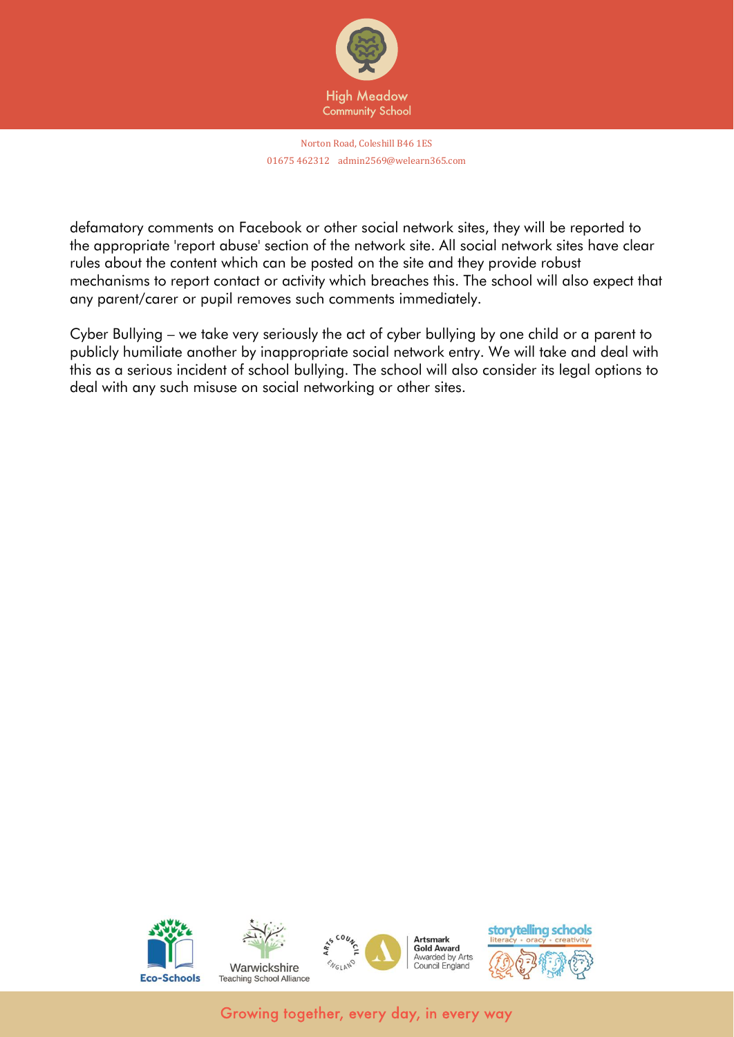defamatory comments on Facebook or other social network sites, they will be reported to the appropriate 'report abuse' section of the network site. All social network sites have clear rules about the content which can be posted on the site and they provide robust mechanisms to report contact or activity which breaches this. The school will also expect that any parent/carer or pupil removes such comments immediately.

Cyber Bullying – we take very seriously the act of cyber bullying by one child or a parent to publicly humiliate another by inappropriate social network entry. We will take and deal with this as a serious incident of school bullying. The school will also consider its legal options to deal with any such misuse on social networking or other sites.